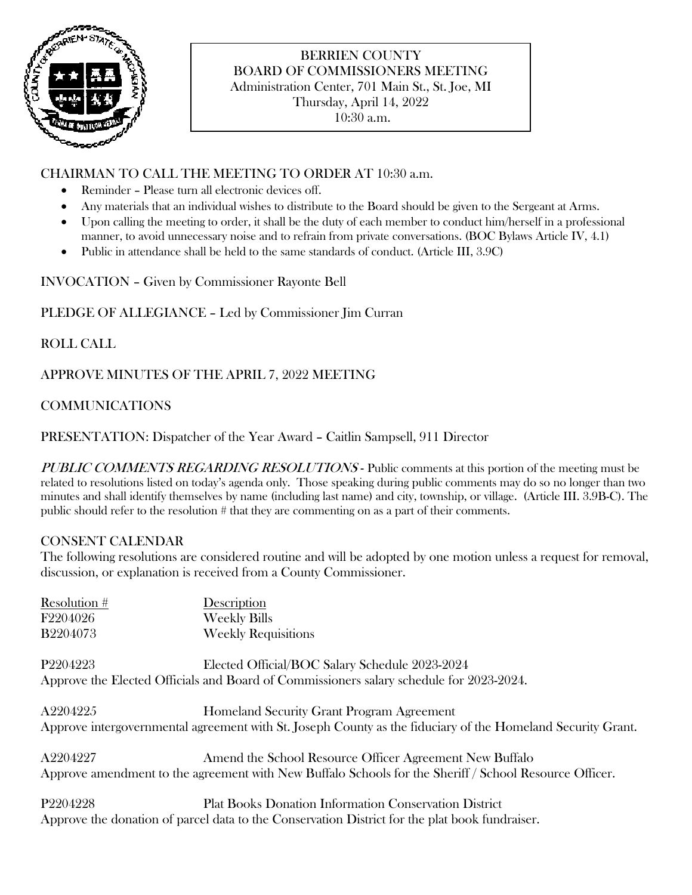# BERRIEN COUNTY
## BOARD OF COMMISSIONERS MEETING

Administration Center, 701 Main St., St. Joe, MI
Thursday, April 14, 2022
10:30 a.m.

CHAIRMAN TO CALL THE MEETING TO ORDER AT 10:30 a.m.

- Reminder – Please turn all electronic devices off.
- Any materials that an individual wishes to distribute to the Board should be given to the Sergeant at Arms.
- Upon calling the meeting to order, it shall be the duty of each member to conduct him/herself in a professional manner, to avoid unnecessary noise and to refrain from private conversations. (BOC Bylaws Article IV, 4.1)
- Public in attendance shall be held to the same standards of conduct. (Article III, 3.9C)

INVOCATION – Given by Commissioner Rayonte Bell

PLEDGE OF ALLEGIANCE – Led by Commissioner Jim Curran

ROLL CALL

APPROVE MINUTES OF THE APRIL 7, 2022 MEETING

COMMUNICATIONS

PRESENTATION: Dispatcher of the Year Award – Caitlin Sampsell, 911 Director

*PUBLIC COMMENTS REGARDING RESOLUTIONS* - Public comments at this portion of the meeting must be related to resolutions listed on today's agenda only. Those speaking during public comments may do so no longer than two minutes and shall identify themselves by name (including last name) and city, township, or village. (Article III. 3.9B-C). The public should refer to the resolution # that they are commenting on as a part of their comments.

CONSENT CALENDAR

The following resolutions are considered routine and will be adopted by one motion unless a request for removal, discussion, or explanation is received from a County Commissioner.

| Resolution # | Description |
|---|---|
| F2204026 | Weekly Bills |
| B2204073 | Weekly Requisitions |

P2204223 Elected Official/BOC Salary Schedule 2023-2024
Approve the Elected Officials and Board of Commissioners salary schedule for 2023-2024.

A2204225 Homeland Security Grant Program Agreement
Approve intergovernmental agreement with St. Joseph County as the fiduciary of the Homeland Security Grant.

A2204227 Amend the School Resource Officer Agreement New Buffalo
Approve amendment to the agreement with New Buffalo Schools for the Sheriff / School Resource Officer.

P2204228 Plat Books Donation Information Conservation District
Approve the donation of parcel data to the Conservation District for the plat book fundraiser.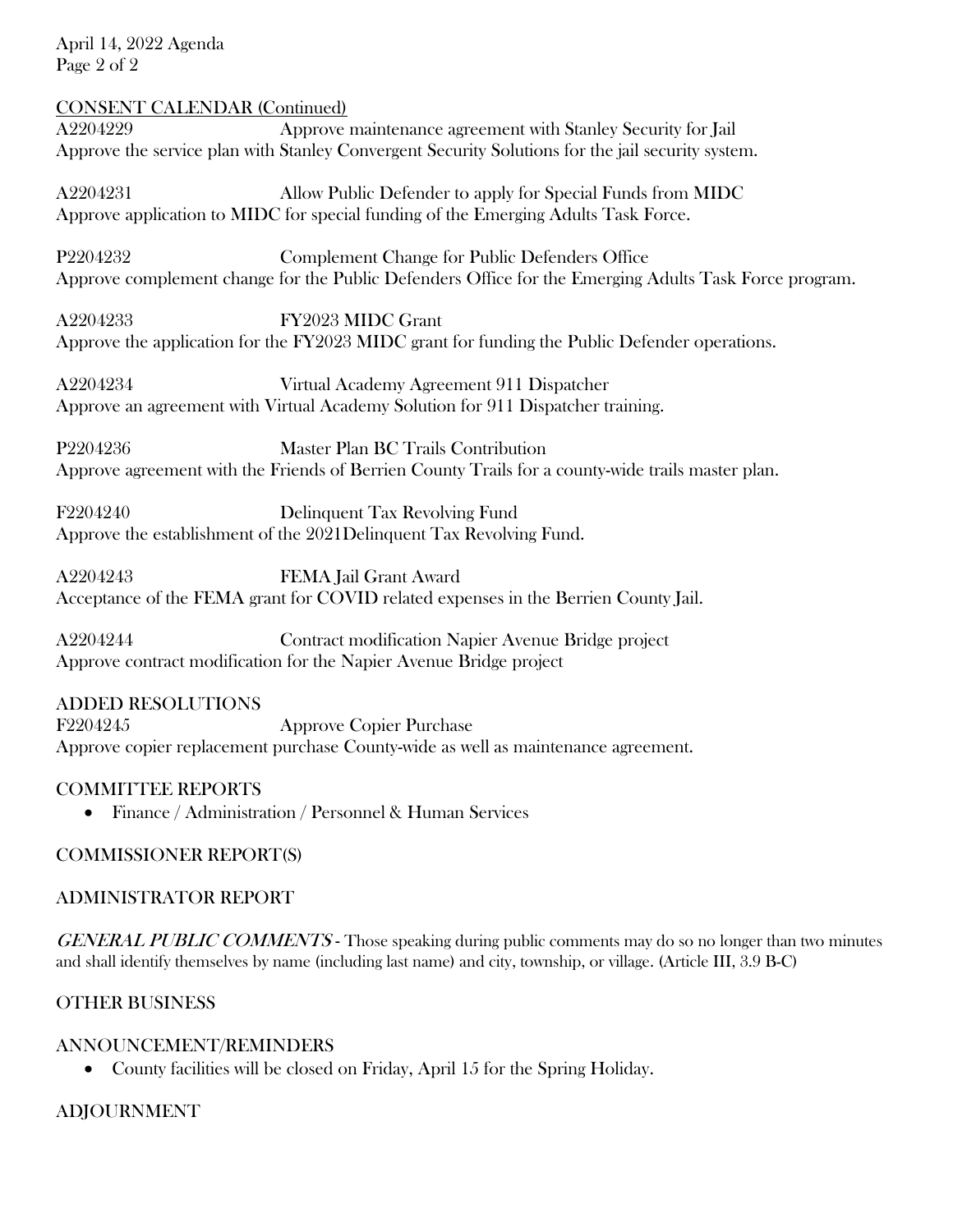## CONSENT CALENDAR (Continued)

A2204229 Approve maintenance agreement with Stanley Security for Jail
Approve the service plan with Stanley Convergent Security Solutions for the jail security system.

A2204231 Allow Public Defender to apply for Special Funds from MIDC
Approve application to MIDC for special funding of the Emerging Adults Task Force.

P2204232 Complement Change for Public Defenders Office
Approve complement change for the Public Defenders Office for the Emerging Adults Task Force program.

A2204233 FY2023 MIDC Grant
Approve the application for the FY2023 MIDC grant for funding the Public Defender operations.

A2204234 Virtual Academy Agreement 911 Dispatcher
Approve an agreement with Virtual Academy Solution for 911 Dispatcher training.

P2204236 Master Plan BC Trails Contribution
Approve agreement with the Friends of Berrien County Trails for a county-wide trails master plan.

F2204240 Delinquent Tax Revolving Fund
Approve the establishment of the 2021Delinquent Tax Revolving Fund.

A2204243 FEMA Jail Grant Award
Acceptance of the FEMA grant for COVID related expenses in the Berrien County Jail.

A2204244 Contract modification Napier Avenue Bridge project
Approve contract modification for the Napier Avenue Bridge project

## ADDED RESOLUTIONS

F2204245 Approve Copier Purchase
Approve copier replacement purchase County-wide as well as maintenance agreement.

## COMMITTEE REPORTS

- Finance / Administration / Personnel & Human Services

## COMMISSIONER REPORT(S)

## ADMINISTRATOR REPORT

*GENERAL PUBLIC COMMENTS* - Those speaking during public comments may do so no longer than two minutes and shall identify themselves by name (including last name) and city, township, or village. (Article III, 3.9 B-C)

## OTHER BUSINESS

## ANNOUNCEMENT/REMINDERS

- County facilities will be closed on Friday, April 15 for the Spring Holiday.

## ADJOURNMENT